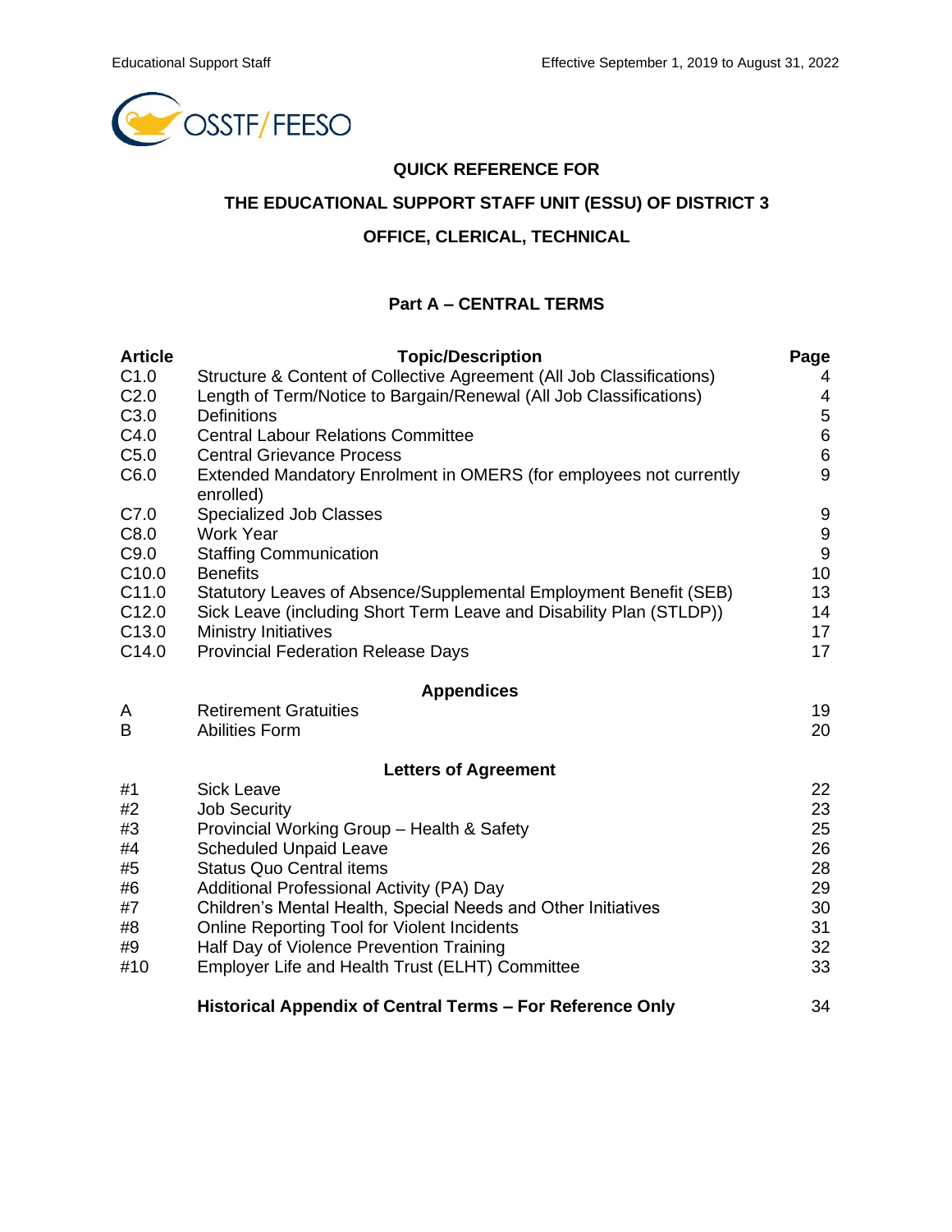Educational Support Staff | Effective September 1, 2019 to August 31, 2022

OSSTF/FEESO

## QUICK REFERENCE FOR

## THE EDUCATIONAL SUPPORT STAFF UNIT (ESSU) OF DISTRICT 3

## OFFICE, CLERICAL, TECHNICAL

### Part A – CENTRAL TERMS

| Article | Topic/Description | Page |
|---|---|---|
| C1.0 | Structure & Content of Collective Agreement (All Job Classifications) | 4 |
| C2.0 | Length of Term/Notice to Bargain/Renewal (All Job Classifications) | 4 |
| C3.0 | Definitions | 5 |
| C4.0 | Central Labour Relations Committee | 6 |
| C5.0 | Central Grievance Process | 6 |
| C6.0 | Extended Mandatory Enrolment in OMERS (for employees not currently enrolled) | 9 |
| C7.0 | Specialized Job Classes | 9 |
| C8.0 | Work Year | 9 |
| C9.0 | Staffing Communication | 9 |
| C10.0 | Benefits | 10 |
| C11.0 | Statutory Leaves of Absence/Supplemental Employment Benefit (SEB) | 13 |
| C12.0 | Sick Leave (including Short Term Leave and Disability Plan (STLDP)) | 14 |
| C13.0 | Ministry Initiatives | 17 |
| C14.0 | Provincial Federation Release Days | 17 |
| | **Appendices** | |
| A | Retirement Gratuities | 19 |
| B | Abilities Form | 20 |
| | **Letters of Agreement** | |
| #1 | Sick Leave | 22 |
| #2 | Job Security | 23 |
| #3 | Provincial Working Group – Health & Safety | 25 |
| #4 | Scheduled Unpaid Leave | 26 |
| #5 | Status Quo Central items | 28 |
| #6 | Additional Professional Activity (PA) Day | 29 |
| #7 | Children's Mental Health, Special Needs and Other Initiatives | 30 |
| #8 | Online Reporting Tool for Violent Incidents | 31 |
| #9 | Half Day of Violence Prevention Training | 32 |
| #10 | Employer Life and Health Trust (ELHT) Committee | 33 |
| | **Historical Appendix of Central Terms – For Reference Only** | 34 |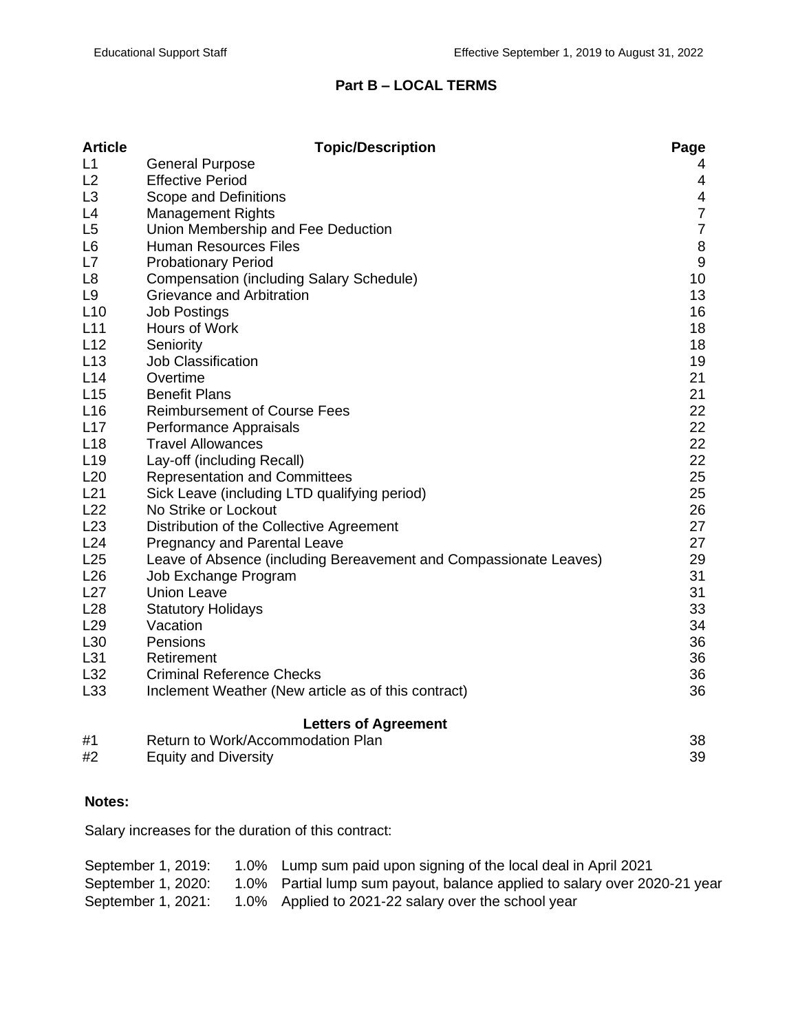## Part B – LOCAL TERMS

| Article | Topic/Description | Page |
|---|---|---|
| L1 | General Purpose | 4 |
| L2 | Effective Period | 4 |
| L3 | Scope and Definitions | 4 |
| L4 | Management Rights | 7 |
| L5 | Union Membership and Fee Deduction | 7 |
| L6 | Human Resources Files | 8 |
| L7 | Probationary Period | 9 |
| L8 | Compensation (including Salary Schedule) | 10 |
| L9 | Grievance and Arbitration | 13 |
| L10 | Job Postings | 16 |
| L11 | Hours of Work | 18 |
| L12 | Seniority | 18 |
| L13 | Job Classification | 19 |
| L14 | Overtime | 21 |
| L15 | Benefit Plans | 21 |
| L16 | Reimbursement of Course Fees | 22 |
| L17 | Performance Appraisals | 22 |
| L18 | Travel Allowances | 22 |
| L19 | Lay-off (including Recall) | 22 |
| L20 | Representation and Committees | 25 |
| L21 | Sick Leave (including LTD qualifying period) | 25 |
| L22 | No Strike or Lockout | 26 |
| L23 | Distribution of the Collective Agreement | 27 |
| L24 | Pregnancy and Parental Leave | 27 |
| L25 | Leave of Absence (including Bereavement and Compassionate Leaves) | 29 |
| L26 | Job Exchange Program | 31 |
| L27 | Union Leave | 31 |
| L28 | Statutory Holidays | 33 |
| L29 | Vacation | 34 |
| L30 | Pensions | 36 |
| L31 | Retirement | 36 |
| L32 | Criminal Reference Checks | 36 |
| L33 | Inclement Weather (New article as of this contract) | 36 |
| | **Letters of Agreement** | |
| #1 | Return to Work/Accommodation Plan | 38 |
| #2 | Equity and Diversity | 39 |

**Notes:**

Salary increases for the duration of this contract:

| | | |
|---|---|---|
| September 1, 2019: | 1.0% | Lump sum paid upon signing of the local deal in April 2021 |
| September 1, 2020: | 1.0% | Partial lump sum payout, balance applied to salary over 2020-21 year |
| September 1, 2021: | 1.0% | Applied to 2021-22 salary over the school year |